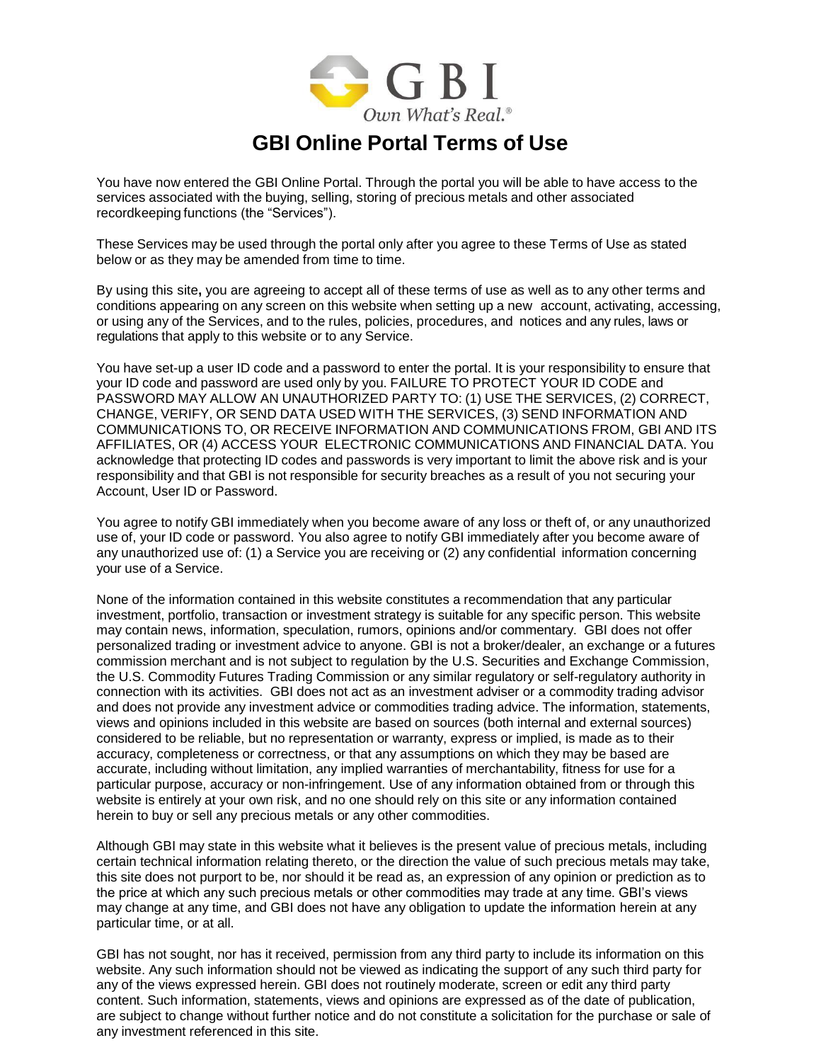GBI

*Own What's Real.®*

# GBI Online Portal Terms of Use

You have now entered the GBI Online Portal. Through the portal you will be able to have access to the services associated with the buying, selling, storing of precious metals and other associated recordkeeping functions (the "Services").

These Services may be used through the portal only after you agree to these Terms of Use as stated below or as they may be amended from time to time.

By using this site**,** you are agreeing to accept all of these terms of use as well as to any other terms and conditions appearing on any screen on this website when setting up a new account, activating, accessing, or using any of the Services, and to the rules, policies, procedures, and notices and any rules, laws or regulations that apply to this website or to any Service.

You have set-up a user ID code and a password to enter the portal. It is your responsibility to ensure that your ID code and password are used only by you. FAILURE TO PROTECT YOUR ID CODE and PASSWORD MAY ALLOW AN UNAUTHORIZED PARTY TO: (1) USE THE SERVICES, (2) CORRECT, CHANGE, VERIFY, OR SEND DATA USED WITH THE SERVICES, (3) SEND INFORMATION AND COMMUNICATIONS TO, OR RECEIVE INFORMATION AND COMMUNICATIONS FROM, GBI AND ITS AFFILIATES, OR (4) ACCESS YOUR ELECTRONIC COMMUNICATIONS AND FINANCIAL DATA. You acknowledge that protecting ID codes and passwords is very important to limit the above risk and is your responsibility and that GBI is not responsible for security breaches as a result of you not securing your Account, User ID or Password.

You agree to notify GBI immediately when you become aware of any loss or theft of, or any unauthorized use of, your ID code or password. You also agree to notify GBI immediately after you become aware of any unauthorized use of: (1) a Service you are receiving or (2) any confidential information concerning your use of a Service.

None of the information contained in this website constitutes a recommendation that any particular investment, portfolio, transaction or investment strategy is suitable for any specific person. This website may contain news, information, speculation, rumors, opinions and/or commentary. GBI does not offer personalized trading or investment advice to anyone. GBI is not a broker/dealer, an exchange or a futures commission merchant and is not subject to regulation by the U.S. Securities and Exchange Commission, the U.S. Commodity Futures Trading Commission or any similar regulatory or self-regulatory authority in connection with its activities. GBI does not act as an investment adviser or a commodity trading advisor and does not provide any investment advice or commodities trading advice. The information, statements, views and opinions included in this website are based on sources (both internal and external sources) considered to be reliable, but no representation or warranty, express or implied, is made as to their accuracy, completeness or correctness, or that any assumptions on which they may be based are accurate, including without limitation, any implied warranties of merchantability, fitness for use for a particular purpose, accuracy or non-infringement. Use of any information obtained from or through this website is entirely at your own risk, and no one should rely on this site or any information contained herein to buy or sell any precious metals or any other commodities.

Although GBI may state in this website what it believes is the present value of precious metals, including certain technical information relating thereto, or the direction the value of such precious metals may take, this site does not purport to be, nor should it be read as, an expression of any opinion or prediction as to the price at which any such precious metals or other commodities may trade at any time. GBI's views may change at any time, and GBI does not have any obligation to update the information herein at any particular time, or at all.

GBI has not sought, nor has it received, permission from any third party to include its information on this website. Any such information should not be viewed as indicating the support of any such third party for any of the views expressed herein. GBI does not routinely moderate, screen or edit any third party content. Such information, statements, views and opinions are expressed as of the date of publication, are subject to change without further notice and do not constitute a solicitation for the purchase or sale of any investment referenced in this site.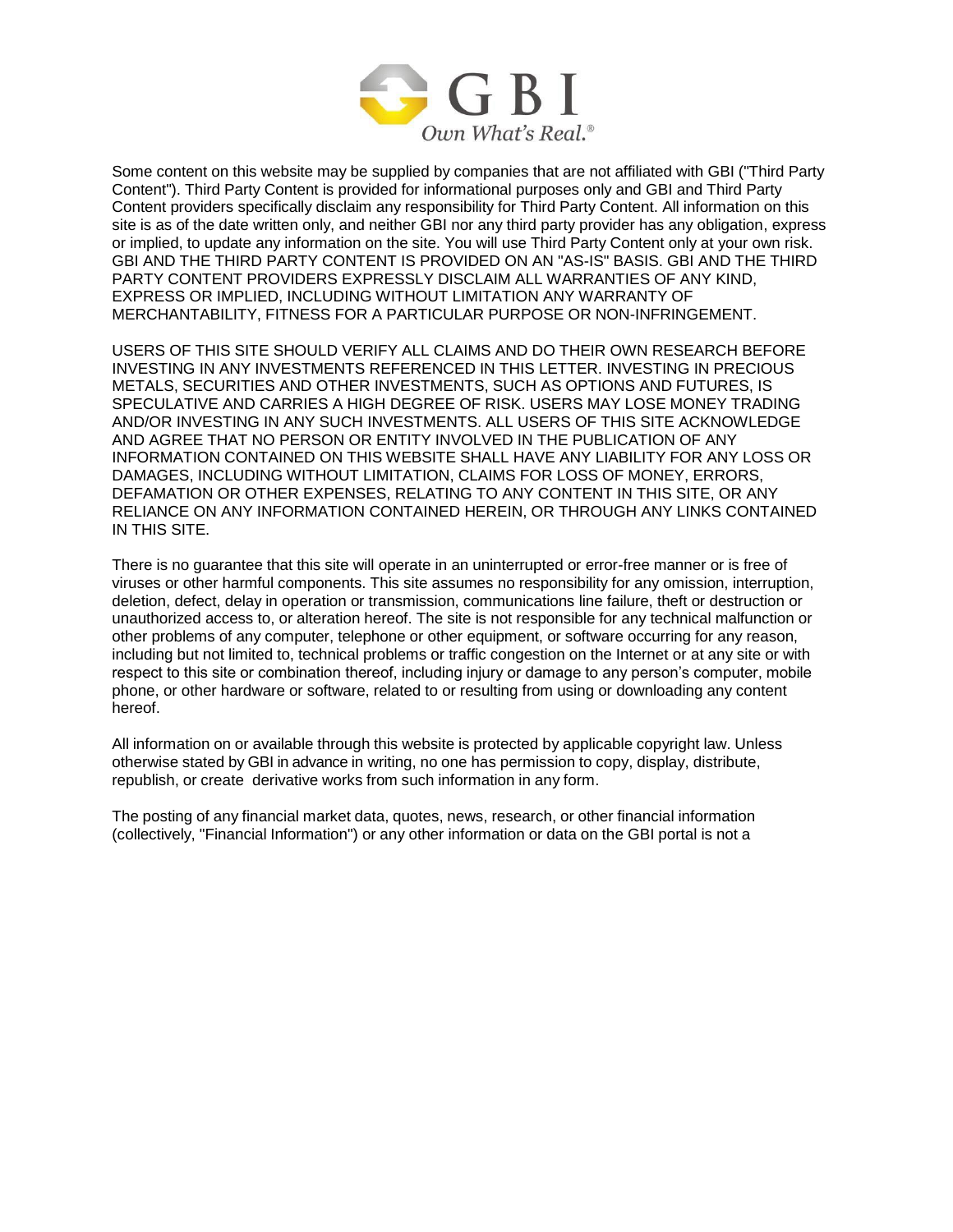Some content on this website may be supplied by companies that are not affiliated with GBI ("Third Party Content"). Third Party Content is provided for informational purposes only and GBI and Third Party Content providers specifically disclaim any responsibility for Third Party Content. All information on this site is as of the date written only, and neither GBI nor any third party provider has any obligation, express or implied, to update any information on the site. You will use Third Party Content only at your own risk. GBI AND THE THIRD PARTY CONTENT IS PROVIDED ON AN "AS-IS" BASIS. GBI AND THE THIRD PARTY CONTENT PROVIDERS EXPRESSLY DISCLAIM ALL WARRANTIES OF ANY KIND, EXPRESS OR IMPLIED, INCLUDING WITHOUT LIMITATION ANY WARRANTY OF MERCHANTABILITY, FITNESS FOR A PARTICULAR PURPOSE OR NON-INFRINGEMENT.

USERS OF THIS SITE SHOULD VERIFY ALL CLAIMS AND DO THEIR OWN RESEARCH BEFORE INVESTING IN ANY INVESTMENTS REFERENCED IN THIS LETTER. INVESTING IN PRECIOUS METALS, SECURITIES AND OTHER INVESTMENTS, SUCH AS OPTIONS AND FUTURES, IS SPECULATIVE AND CARRIES A HIGH DEGREE OF RISK. USERS MAY LOSE MONEY TRADING AND/OR INVESTING IN ANY SUCH INVESTMENTS. ALL USERS OF THIS SITE ACKNOWLEDGE AND AGREE THAT NO PERSON OR ENTITY INVOLVED IN THE PUBLICATION OF ANY INFORMATION CONTAINED ON THIS WEBSITE SHALL HAVE ANY LIABILITY FOR ANY LOSS OR DAMAGES, INCLUDING WITHOUT LIMITATION, CLAIMS FOR LOSS OF MONEY, ERRORS, DEFAMATION OR OTHER EXPENSES, RELATING TO ANY CONTENT IN THIS SITE, OR ANY RELIANCE ON ANY INFORMATION CONTAINED HEREIN, OR THROUGH ANY LINKS CONTAINED IN THIS SITE.

There is no guarantee that this site will operate in an uninterrupted or error-free manner or is free of viruses or other harmful components. This site assumes no responsibility for any omission, interruption, deletion, defect, delay in operation or transmission, communications line failure, theft or destruction or unauthorized access to, or alteration hereof. The site is not responsible for any technical malfunction or other problems of any computer, telephone or other equipment, or software occurring for any reason, including but not limited to, technical problems or traffic congestion on the Internet or at any site or with respect to this site or combination thereof, including injury or damage to any person's computer, mobile phone, or other hardware or software, related to or resulting from using or downloading any content hereof.

All information on or available through this website is protected by applicable copyright law. Unless otherwise stated by GBI in advance in writing, no one has permission to copy, display, distribute, republish, or create derivative works from such information in any form.

The posting of any financial market data, quotes, news, research, or other financial information (collectively, "Financial Information") or any other information or data on the GBI portal is not a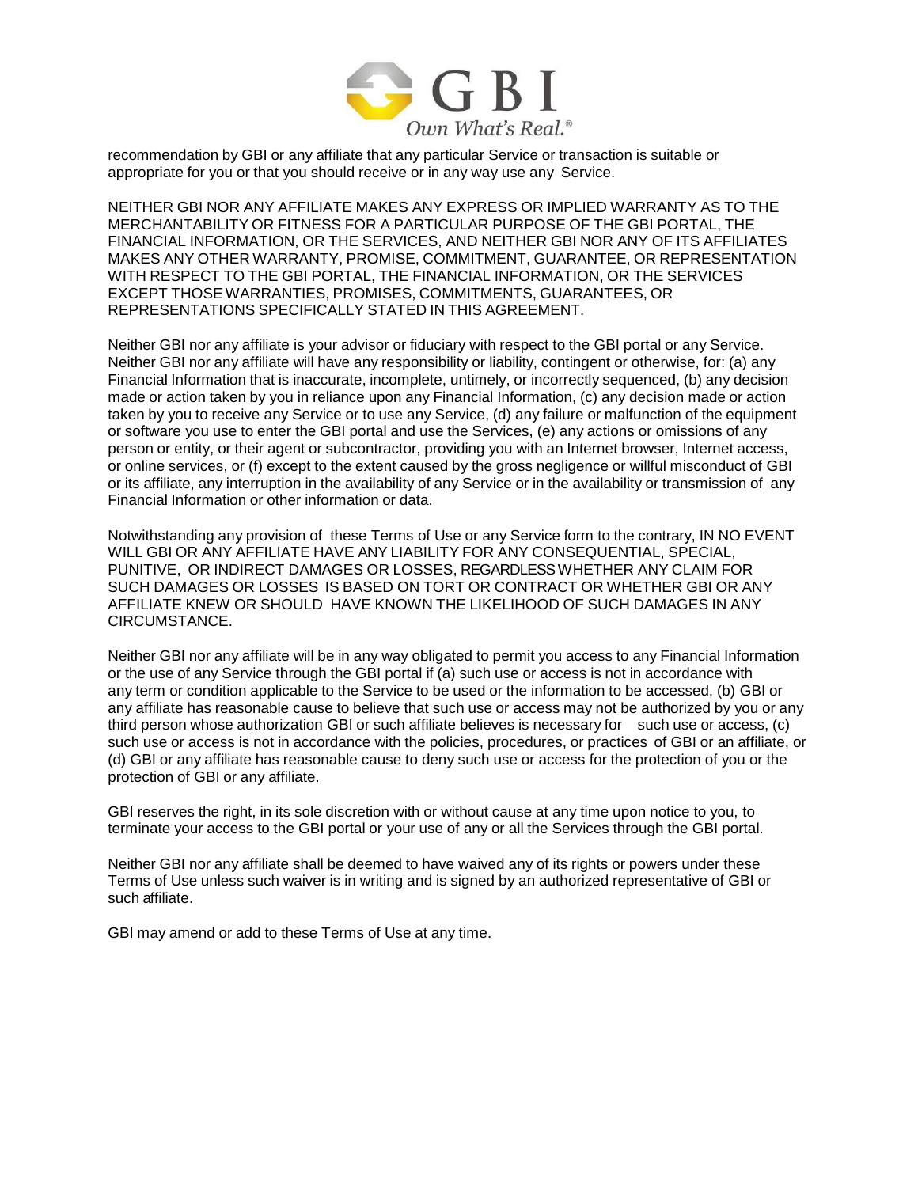recommendation by GBI or any affiliate that any particular Service or transaction is suitable or appropriate for you or that you should receive or in any way use any Service.

NEITHER GBI NOR ANY AFFILIATE MAKES ANY EXPRESS OR IMPLIED WARRANTY AS TO THE MERCHANTABILITY OR FITNESS FOR A PARTICULAR PURPOSE OF THE GBI PORTAL, THE FINANCIAL INFORMATION, OR THE SERVICES, AND NEITHER GBI NOR ANY OF ITS AFFILIATES MAKES ANY OTHER WARRANTY, PROMISE, COMMITMENT, GUARANTEE, OR REPRESENTATION WITH RESPECT TO THE GBI PORTAL, THE FINANCIAL INFORMATION, OR THE SERVICES EXCEPT THOSE WARRANTIES, PROMISES, COMMITMENTS, GUARANTEES, OR REPRESENTATIONS SPECIFICALLY STATED IN THIS AGREEMENT.

Neither GBI nor any affiliate is your advisor or fiduciary with respect to the GBI portal or any Service. Neither GBI nor any affiliate will have any responsibility or liability, contingent or otherwise, for: (a) any Financial Information that is inaccurate, incomplete, untimely, or incorrectly sequenced, (b) any decision made or action taken by you in reliance upon any Financial Information, (c) any decision made or action taken by you to receive any Service or to use any Service, (d) any failure or malfunction of the equipment or software you use to enter the GBI portal and use the Services, (e) any actions or omissions of any person or entity, or their agent or subcontractor, providing you with an Internet browser, Internet access, or online services, or (f) except to the extent caused by the gross negligence or willful misconduct of GBI or its affiliate, any interruption in the availability of any Service or in the availability or transmission of any Financial Information or other information or data.

Notwithstanding any provision of these Terms of Use or any Service form to the contrary, IN NO EVENT WILL GBI OR ANY AFFILIATE HAVE ANY LIABILITY FOR ANY CONSEQUENTIAL, SPECIAL, PUNITIVE, OR INDIRECT DAMAGES OR LOSSES, REGARDLESS WHETHER ANY CLAIM FOR SUCH DAMAGES OR LOSSES IS BASED ON TORT OR CONTRACT OR WHETHER GBI OR ANY AFFILIATE KNEW OR SHOULD HAVE KNOWN THE LIKELIHOOD OF SUCH DAMAGES IN ANY CIRCUMSTANCE.

Neither GBI nor any affiliate will be in any way obligated to permit you access to any Financial Information or the use of any Service through the GBI portal if (a) such use or access is not in accordance with any term or condition applicable to the Service to be used or the information to be accessed, (b) GBI or any affiliate has reasonable cause to believe that such use or access may not be authorized by you or any third person whose authorization GBI or such affiliate believes is necessary for such use or access, (c) such use or access is not in accordance with the policies, procedures, or practices of GBI or an affiliate, or (d) GBI or any affiliate has reasonable cause to deny such use or access for the protection of you or the protection of GBI or any affiliate.

GBI reserves the right, in its sole discretion with or without cause at any time upon notice to you, to terminate your access to the GBI portal or your use of any or all the Services through the GBI portal.

Neither GBI nor any affiliate shall be deemed to have waived any of its rights or powers under these Terms of Use unless such waiver is in writing and is signed by an authorized representative of GBI or such affiliate.

GBI may amend or add to these Terms of Use at any time.